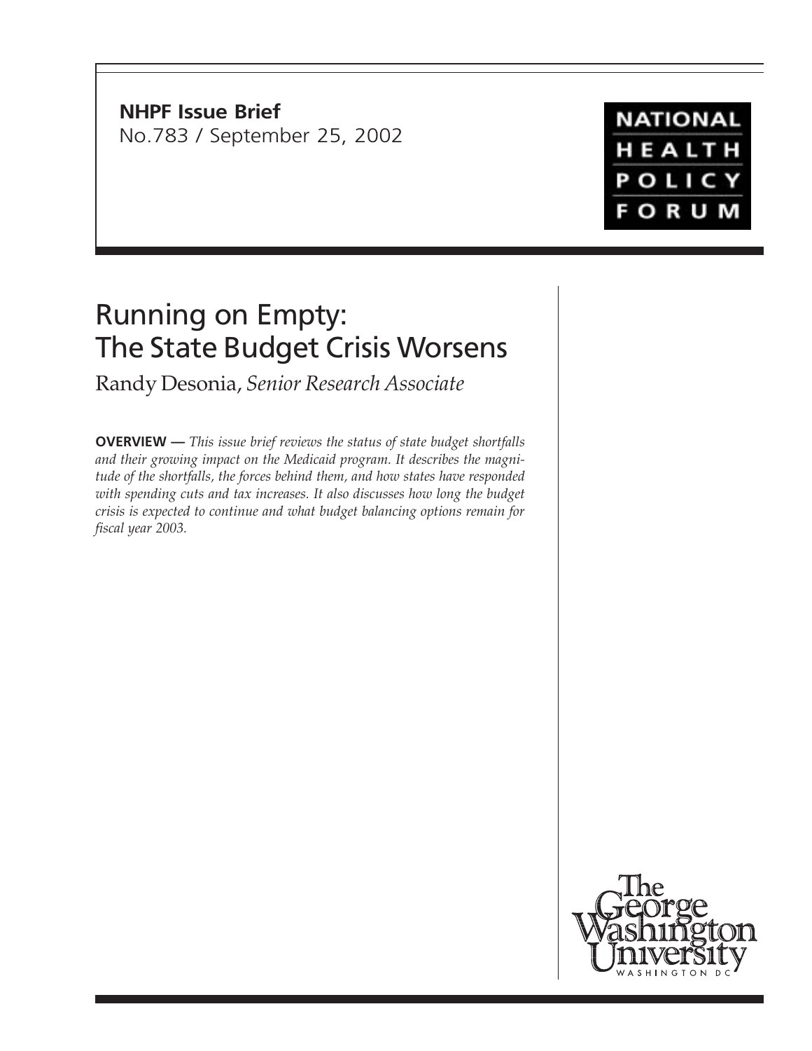**NHPF Issue Brief**
No.783 / September 25, 2002

NATIONAL HEALTH POLICY FORUM

# Running on Empty: The State Budget Crisis Worsens

Randy Desonia, *Senior Research Associate*

**OVERVIEW —** *This issue brief reviews the status of state budget shortfalls and their growing impact on the Medicaid program. It describes the magnitude of the shortfalls, the forces behind them, and how states have responded with spending cuts and tax increases. It also discusses how long the budget crisis is expected to continue and what budget balancing options remain for fiscal year 2003.*

The George Washington University
WASHINGTON DC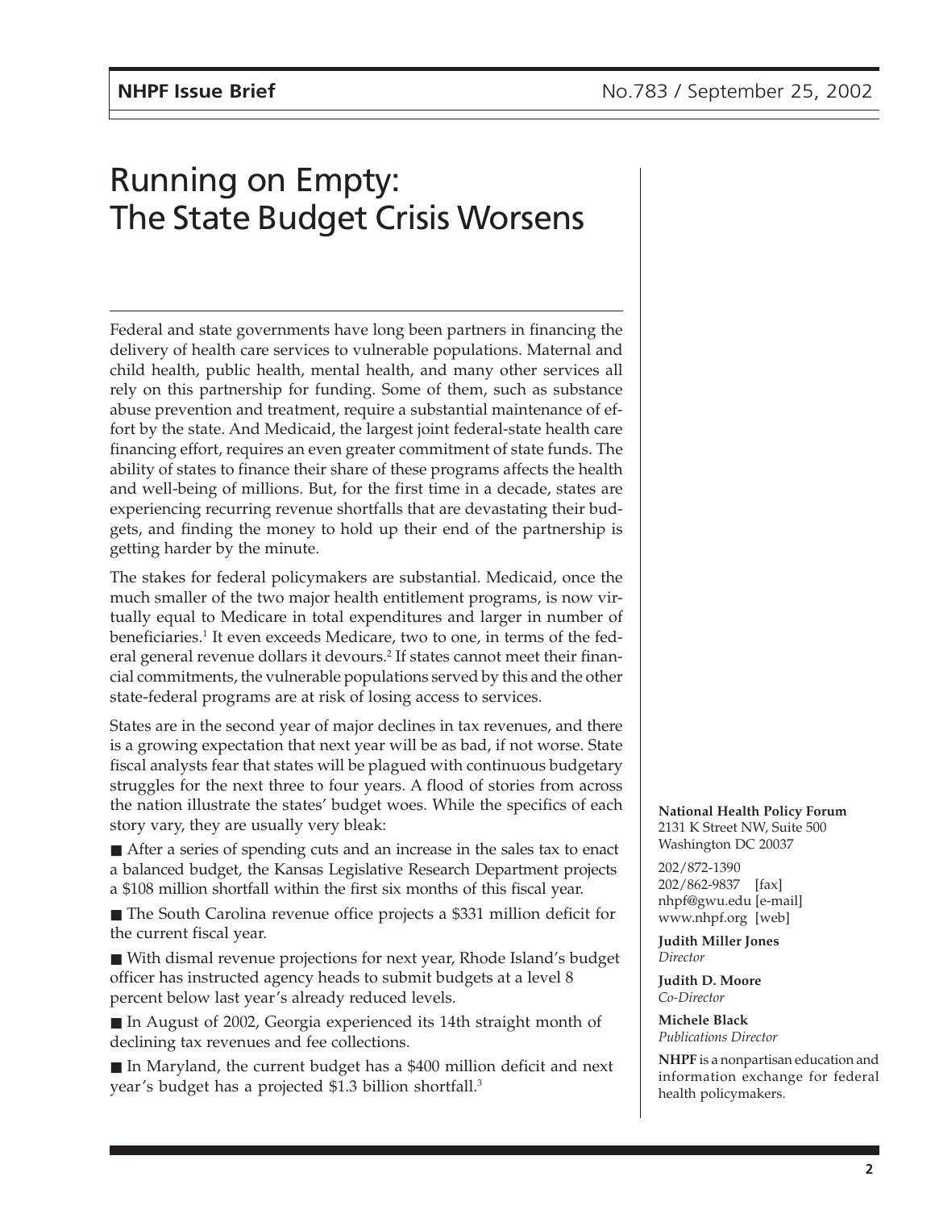# Running on Empty: The State Budget Crisis Worsens

Federal and state governments have long been partners in financing the delivery of health care services to vulnerable populations. Maternal and child health, public health, mental health, and many other services all rely on this partnership for funding. Some of them, such as substance abuse prevention and treatment, require a substantial maintenance of effort by the state. And Medicaid, the largest joint federal-state health care financing effort, requires an even greater commitment of state funds. The ability of states to finance their share of these programs affects the health and well-being of millions. But, for the first time in a decade, states are experiencing recurring revenue shortfalls that are devastating their budgets, and finding the money to hold up their end of the partnership is getting harder by the minute.

The stakes for federal policymakers are substantial. Medicaid, once the much smaller of the two major health entitlement programs, is now virtually equal to Medicare in total expenditures and larger in number of beneficiaries.[1] It even exceeds Medicare, two to one, in terms of the federal general revenue dollars it devours.[2] If states cannot meet their financial commitments, the vulnerable populations served by this and the other state-federal programs are at risk of losing access to services.

States are in the second year of major declines in tax revenues, and there is a growing expectation that next year will be as bad, if not worse. State fiscal analysts fear that states will be plagued with continuous budgetary struggles for the next three to four years. A flood of stories from across the nation illustrate the states' budget woes. While the specifics of each story vary, they are usually very bleak:

- After a series of spending cuts and an increase in the sales tax to enact a balanced budget, the Kansas Legislative Research Department projects a $108 million shortfall within the first six months of this fiscal year.
- The South Carolina revenue office projects a $331 million deficit for the current fiscal year.
- With dismal revenue projections for next year, Rhode Island's budget officer has instructed agency heads to submit budgets at a level 8 percent below last year's already reduced levels.
- In August of 2002, Georgia experienced its 14th straight month of declining tax revenues and fee collections.
- In Maryland, the current budget has a $400 million deficit and next year's budget has a projected $1.3 billion shortfall.[3]

**National Health Policy Forum**
2131 K Street NW, Suite 500
Washington DC 20037

202/872-1390
202/862-9837 [fax]
nhpf@gwu.edu [e-mail]
www.nhpf.org [web]

**Judith Miller Jones**
*Director*

**Judith D. Moore**
*Co-Director*

**Michele Black**
*Publications Director*

**NHPF** is a nonpartisan education and information exchange for federal health policymakers.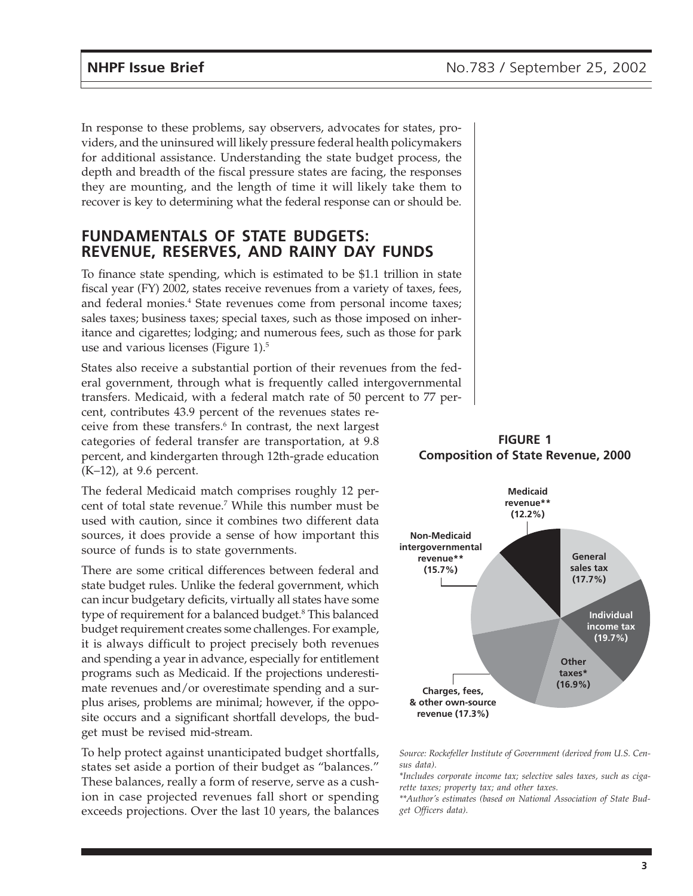In response to these problems, say observers, advocates for states, providers, and the uninsured will likely pressure federal health policymakers for additional assistance. Understanding the state budget process, the depth and breadth of the fiscal pressure states are facing, the responses they are mounting, and the length of time it will likely take them to recover is key to determining what the federal response can or should be.

## FUNDAMENTALS OF STATE BUDGETS: REVENUE, RESERVES, AND RAINY DAY FUNDS

To finance state spending, which is estimated to be $1.1 trillion in state fiscal year (FY) 2002, states receive revenues from a variety of taxes, fees, and federal monies.[4] State revenues come from personal income taxes; sales taxes; business taxes; special taxes, such as those imposed on inheritance and cigarettes; lodging; and numerous fees, such as those for park use and various licenses (Figure 1).[5]

States also receive a substantial portion of their revenues from the federal government, through what is frequently called intergovernmental transfers. Medicaid, with a federal match rate of 50 percent to 77 percent, contributes 43.9 percent of the revenues states receive from these transfers.[6] In contrast, the next largest categories of federal transfer are transportation, at 9.8 percent, and kindergarten through 12th-grade education (K–12), at 9.6 percent.

The federal Medicaid match comprises roughly 12 percent of total state revenue.[7] While this number must be used with caution, since it combines two different data sources, it does provide a sense of how important this source of funds is to state governments.

There are some critical differences between federal and state budget rules. Unlike the federal government, which can incur budgetary deficits, virtually all states have some type of requirement for a balanced budget.[8] This balanced budget requirement creates some challenges. For example, it is always difficult to project precisely both revenues and spending a year in advance, especially for entitlement programs such as Medicaid. If the projections underestimate revenues and/or overestimate spending and a surplus arises, problems are minimal; however, if the opposite occurs and a significant shortfall develops, the budget must be revised mid-stream.

To help protect against unanticipated budget shortfalls, states set aside a portion of their budget as "balances." These balances, really a form of reserve, serve as a cushion in case projected revenues fall short or spending exceeds projections. Over the last 10 years, the balances

**FIGURE 1**
**Composition of State Revenue, 2000**

| Category | Share |
| --- | --- |
| Medicaid revenue** | 12.2% |
| General sales tax | 17.7% |
| Individual income tax | 19.7% |
| Other taxes* | 16.9% |
| Charges, fees, & other own-source revenue | 17.3% |
| Non-Medicaid intergovernmental revenue** | 15.7% |

*Source: Rockefeller Institute of Government (derived from U.S. Census data).*

*\*Includes corporate income tax; selective sales taxes, such as cigarette taxes; property tax; and other taxes.*

*\*\*Author's estimates (based on National Association of State Budget Officers data).*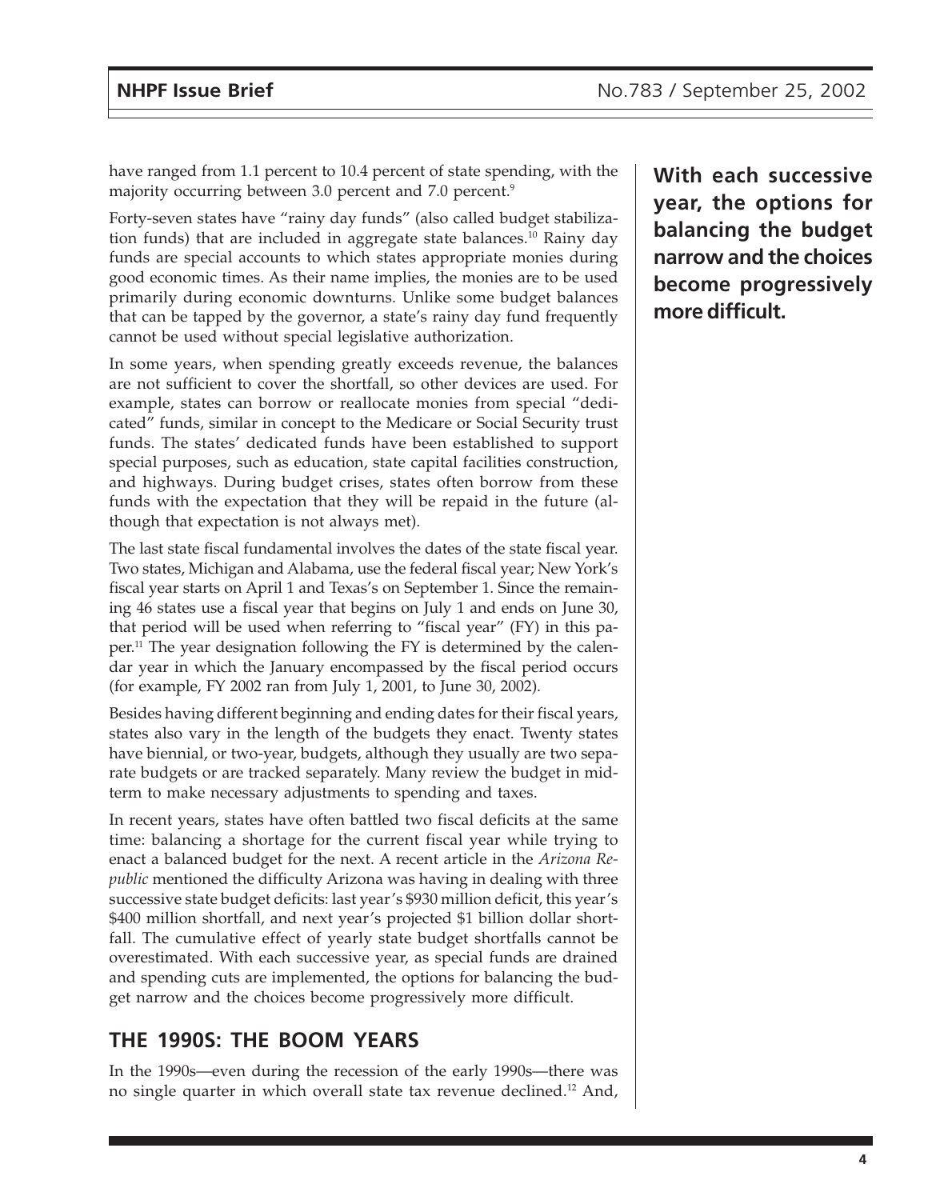have ranged from 1.1 percent to 10.4 percent of state spending, with the majority occurring between 3.0 percent and 7.0 percent.[9]

Forty-seven states have "rainy day funds" (also called budget stabilization funds) that are included in aggregate state balances.[10] Rainy day funds are special accounts to which states appropriate monies during good economic times. As their name implies, the monies are to be used primarily during economic downturns. Unlike some budget balances that can be tapped by the governor, a state's rainy day fund frequently cannot be used without special legislative authorization.

In some years, when spending greatly exceeds revenue, the balances are not sufficient to cover the shortfall, so other devices are used. For example, states can borrow or reallocate monies from special "dedicated" funds, similar in concept to the Medicare or Social Security trust funds. The states' dedicated funds have been established to support special purposes, such as education, state capital facilities construction, and highways. During budget crises, states often borrow from these funds with the expectation that they will be repaid in the future (although that expectation is not always met).

The last state fiscal fundamental involves the dates of the state fiscal year. Two states, Michigan and Alabama, use the federal fiscal year; New York's fiscal year starts on April 1 and Texas's on September 1. Since the remaining 46 states use a fiscal year that begins on July 1 and ends on June 30, that period will be used when referring to "fiscal year" (FY) in this paper.[11] The year designation following the FY is determined by the calendar year in which the January encompassed by the fiscal period occurs (for example, FY 2002 ran from July 1, 2001, to June 30, 2002).

Besides having different beginning and ending dates for their fiscal years, states also vary in the length of the budgets they enact. Twenty states have biennial, or two-year, budgets, although they usually are two separate budgets or are tracked separately. Many review the budget in midterm to make necessary adjustments to spending and taxes.

In recent years, states have often battled two fiscal deficits at the same time: balancing a shortage for the current fiscal year while trying to enact a balanced budget for the next. A recent article in the *Arizona Republic* mentioned the difficulty Arizona was having in dealing with three successive state budget deficits: last year's $930 million deficit, this year's $400 million shortfall, and next year's projected $1 billion dollar shortfall. The cumulative effect of yearly state budget shortfalls cannot be overestimated. With each successive year, as special funds are drained and spending cuts are implemented, the options for balancing the budget narrow and the choices become progressively more difficult.

**With each successive year, the options for balancing the budget narrow and the choices become progressively more difficult.**

## THE 1990S: THE BOOM YEARS

In the 1990s—even during the recession of the early 1990s—there was no single quarter in which overall state tax revenue declined.[12] And,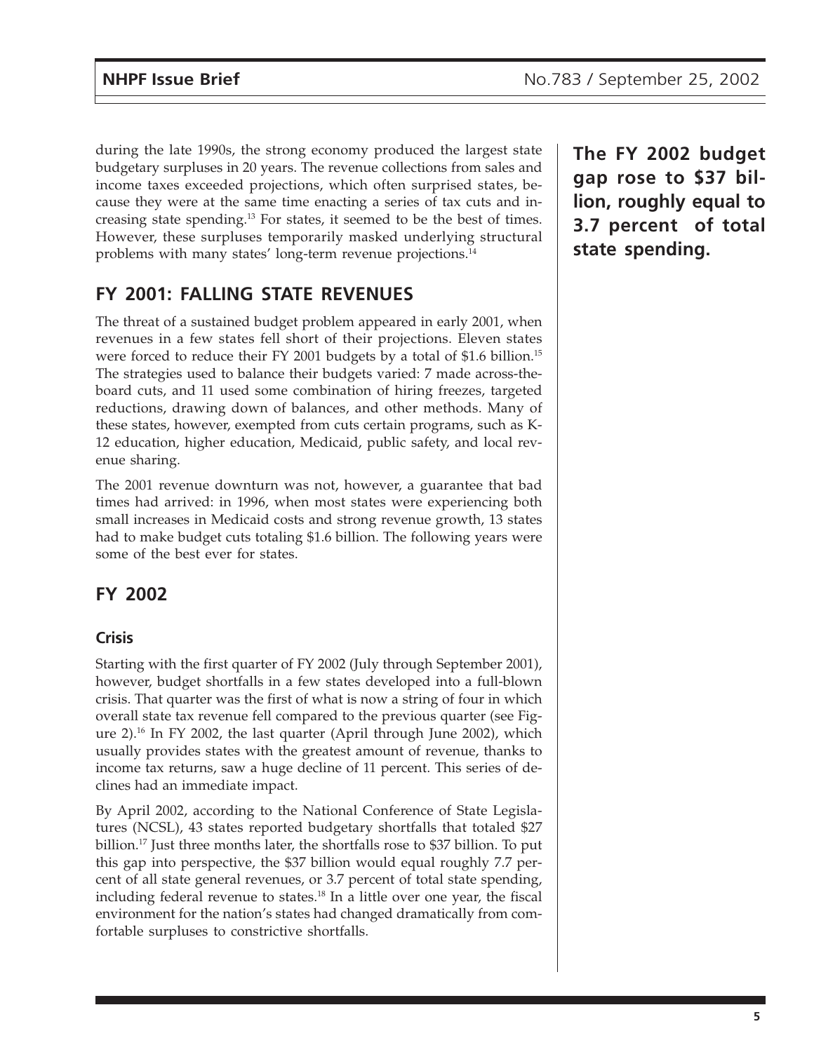during the late 1990s, the strong economy produced the largest state budgetary surpluses in 20 years. The revenue collections from sales and income taxes exceeded projections, which often surprised states, because they were at the same time enacting a series of tax cuts and increasing state spending.[13] For states, it seemed to be the best of times. However, these surpluses temporarily masked underlying structural problems with many states' long-term revenue projections.[14]

**The FY 2002 budget gap rose to $37 billion, roughly equal to 3.7 percent of total state spending.**

## FY 2001: FALLING STATE REVENUES

The threat of a sustained budget problem appeared in early 2001, when revenues in a few states fell short of their projections. Eleven states were forced to reduce their FY 2001 budgets by a total of $1.6 billion.[15] The strategies used to balance their budgets varied: 7 made across-the-board cuts, and 11 used some combination of hiring freezes, targeted reductions, drawing down of balances, and other methods. Many of these states, however, exempted from cuts certain programs, such as K-12 education, higher education, Medicaid, public safety, and local revenue sharing.

The 2001 revenue downturn was not, however, a guarantee that bad times had arrived: in 1996, when most states were experiencing both small increases in Medicaid costs and strong revenue growth, 13 states had to make budget cuts totaling $1.6 billion. The following years were some of the best ever for states.

## FY 2002

### Crisis

Starting with the first quarter of FY 2002 (July through September 2001), however, budget shortfalls in a few states developed into a full-blown crisis. That quarter was the first of what is now a string of four in which overall state tax revenue fell compared to the previous quarter (see Figure 2).[16] In FY 2002, the last quarter (April through June 2002), which usually provides states with the greatest amount of revenue, thanks to income tax returns, saw a huge decline of 11 percent. This series of declines had an immediate impact.

By April 2002, according to the National Conference of State Legislatures (NCSL), 43 states reported budgetary shortfalls that totaled $27 billion.[17] Just three months later, the shortfalls rose to $37 billion. To put this gap into perspective, the $37 billion would equal roughly 7.7 percent of all state general revenues, or 3.7 percent of total state spending, including federal revenue to states.[18] In a little over one year, the fiscal environment for the nation's states had changed dramatically from comfortable surpluses to constrictive shortfalls.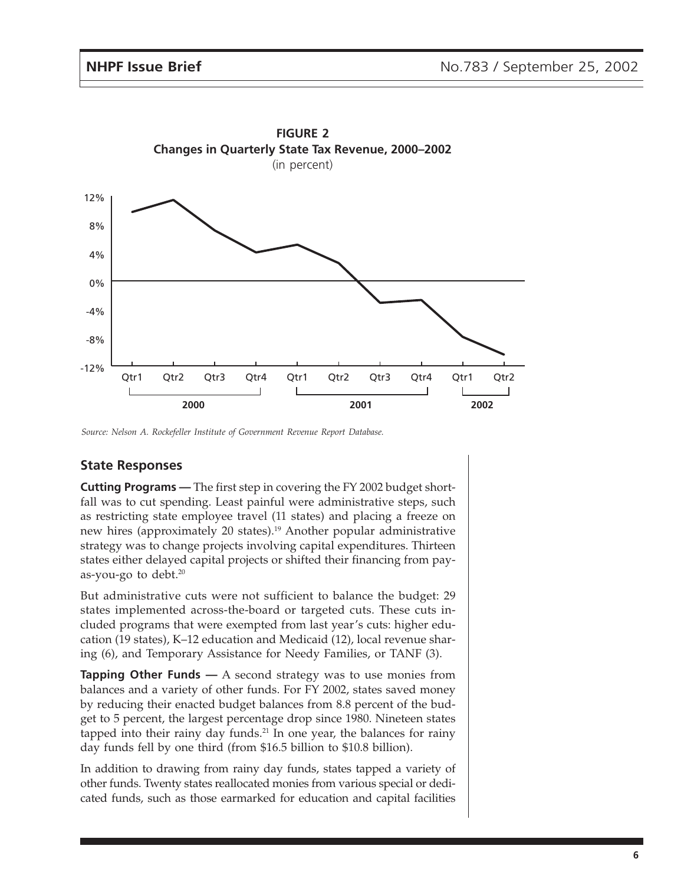**FIGURE 2**
**Changes in Quarterly State Tax Revenue, 2000–2002**
(in percent)

*Source: Nelson A. Rockefeller Institute of Government Revenue Report Database.*

## State Responses

**Cutting Programs —** The first step in covering the FY 2002 budget shortfall was to cut spending. Least painful were administrative steps, such as restricting state employee travel (11 states) and placing a freeze on new hires (approximately 20 states).[19] Another popular administrative strategy was to change projects involving capital expenditures. Thirteen states either delayed capital projects or shifted their financing from pay-as-you-go to debt.[20]

But administrative cuts were not sufficient to balance the budget: 29 states implemented across-the-board or targeted cuts. These cuts included programs that were exempted from last year's cuts: higher education (19 states), K–12 education and Medicaid (12), local revenue sharing (6), and Temporary Assistance for Needy Families, or TANF (3).

**Tapping Other Funds —** A second strategy was to use monies from balances and a variety of other funds. For FY 2002, states saved money by reducing their enacted budget balances from 8.8 percent of the budget to 5 percent, the largest percentage drop since 1980. Nineteen states tapped into their rainy day funds.[21] In one year, the balances for rainy day funds fell by one third (from $16.5 billion to $10.8 billion).

In addition to drawing from rainy day funds, states tapped a variety of other funds. Twenty states reallocated monies from various special or dedicated funds, such as those earmarked for education and capital facilities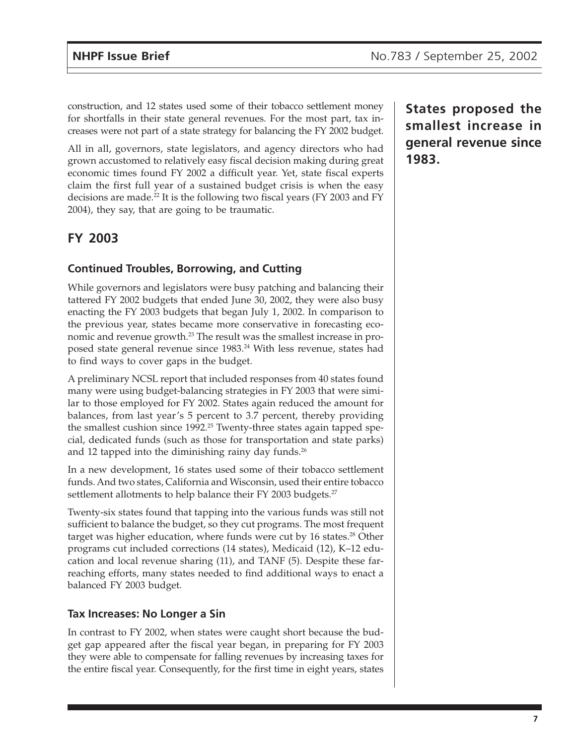construction, and 12 states used some of their tobacco settlement money for shortfalls in their state general revenues. For the most part, tax increases were not part of a state strategy for balancing the FY 2002 budget.

All in all, governors, state legislators, and agency directors who had grown accustomed to relatively easy fiscal decision making during great economic times found FY 2002 a difficult year. Yet, state fiscal experts claim the first full year of a sustained budget crisis is when the easy decisions are made.[22] It is the following two fiscal years (FY 2003 and FY 2004), they say, that are going to be traumatic.

**States proposed the smallest increase in general revenue since 1983.**

## FY 2003

### Continued Troubles, Borrowing, and Cutting

While governors and legislators were busy patching and balancing their tattered FY 2002 budgets that ended June 30, 2002, they were also busy enacting the FY 2003 budgets that began July 1, 2002. In comparison to the previous year, states became more conservative in forecasting economic and revenue growth.[23] The result was the smallest increase in proposed state general revenue since 1983.[24] With less revenue, states had to find ways to cover gaps in the budget.

A preliminary NCSL report that included responses from 40 states found many were using budget-balancing strategies in FY 2003 that were similar to those employed for FY 2002. States again reduced the amount for balances, from last year's 5 percent to 3.7 percent, thereby providing the smallest cushion since 1992.[25] Twenty-three states again tapped special, dedicated funds (such as those for transportation and state parks) and 12 tapped into the diminishing rainy day funds.[26]

In a new development, 16 states used some of their tobacco settlement funds. And two states, California and Wisconsin, used their entire tobacco settlement allotments to help balance their FY 2003 budgets.[27]

Twenty-six states found that tapping into the various funds was still not sufficient to balance the budget, so they cut programs. The most frequent target was higher education, where funds were cut by 16 states.[28] Other programs cut included corrections (14 states), Medicaid (12), K–12 education and local revenue sharing (11), and TANF (5). Despite these far-reaching efforts, many states needed to find additional ways to enact a balanced FY 2003 budget.

### Tax Increases: No Longer a Sin

In contrast to FY 2002, when states were caught short because the budget gap appeared after the fiscal year began, in preparing for FY 2003 they were able to compensate for falling revenues by increasing taxes for the entire fiscal year. Consequently, for the first time in eight years, states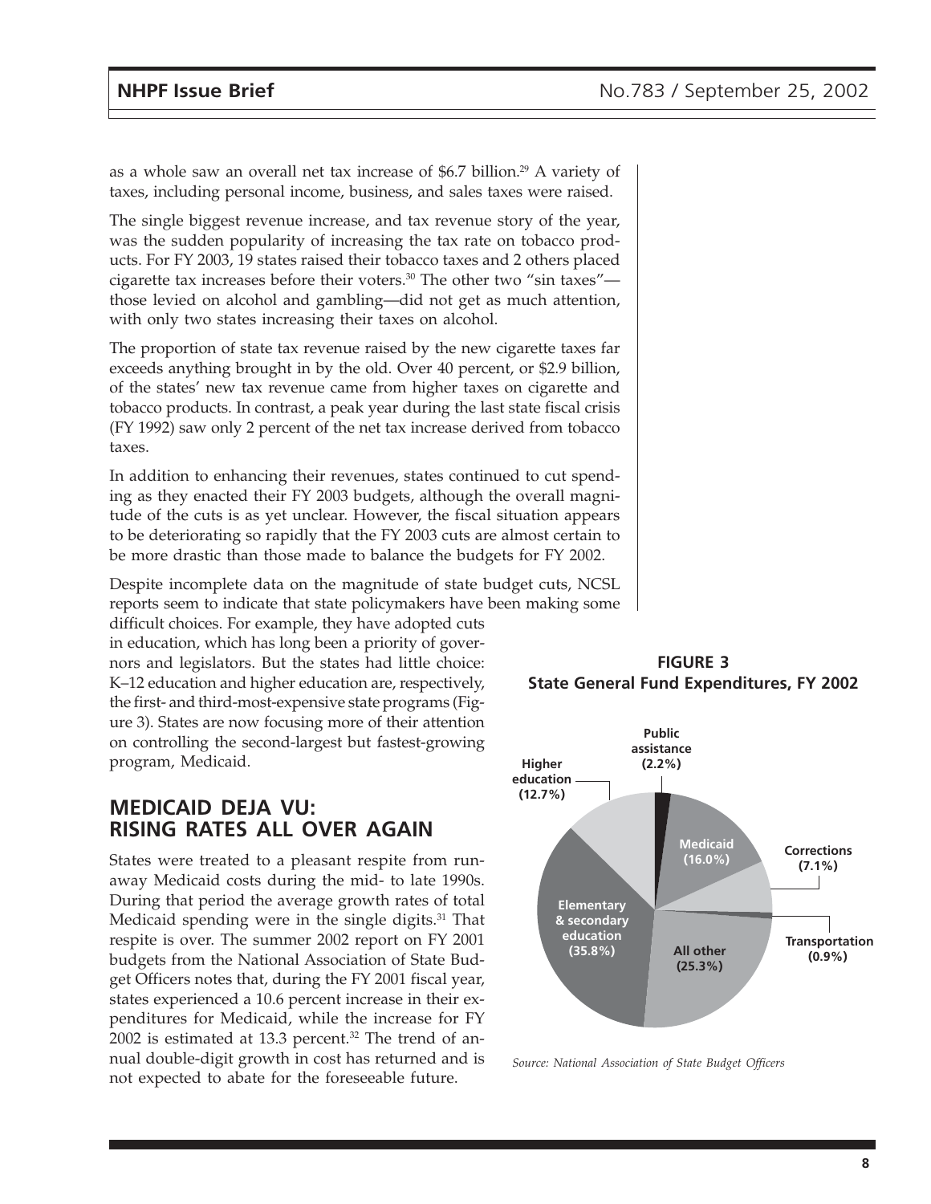as a whole saw an overall net tax increase of \$6.7 billion.[29] A variety of taxes, including personal income, business, and sales taxes were raised.

The single biggest revenue increase, and tax revenue story of the year, was the sudden popularity of increasing the tax rate on tobacco products. For FY 2003, 19 states raised their tobacco taxes and 2 others placed cigarette tax increases before their voters.[30] The other two "sin taxes"—those levied on alcohol and gambling—did not get as much attention, with only two states increasing their taxes on alcohol.

The proportion of state tax revenue raised by the new cigarette taxes far exceeds anything brought in by the old. Over 40 percent, or \$2.9 billion, of the states' new tax revenue came from higher taxes on cigarette and tobacco products. In contrast, a peak year during the last state fiscal crisis (FY 1992) saw only 2 percent of the net tax increase derived from tobacco taxes.

In addition to enhancing their revenues, states continued to cut spending as they enacted their FY 2003 budgets, although the overall magnitude of the cuts is as yet unclear. However, the fiscal situation appears to be deteriorating so rapidly that the FY 2003 cuts are almost certain to be more drastic than those made to balance the budgets for FY 2002.

Despite incomplete data on the magnitude of state budget cuts, NCSL reports seem to indicate that state policymakers have been making some difficult choices. For example, they have adopted cuts in education, which has long been a priority of governors and legislators. But the states had little choice: K–12 education and higher education are, respectively, the first- and third-most-expensive state programs (Figure 3). States are now focusing more of their attention on controlling the second-largest but fastest-growing program, Medicaid.

**FIGURE 3**
**State General Fund Expenditures, FY 2002**

| Category | Share |
|---|---|
| Elementary & secondary education | 35.8% |
| All other | 25.3% |
| Medicaid | 16.0% |
| Higher education | 12.7% |
| Corrections | 7.1% |
| Public assistance | 2.2% |
| Transportation | 0.9% |

*Source: National Association of State Budget Officers*

## MEDICAID DEJA VU: RISING RATES ALL OVER AGAIN

States were treated to a pleasant respite from runaway Medicaid costs during the mid- to late 1990s. During that period the average growth rates of total Medicaid spending were in the single digits.[31] That respite is over. The summer 2002 report on FY 2001 budgets from the National Association of State Budget Officers notes that, during the FY 2001 fiscal year, states experienced a 10.6 percent increase in their expenditures for Medicaid, while the increase for FY 2002 is estimated at 13.3 percent.[32] The trend of annual double-digit growth in cost has returned and is not expected to abate for the foreseeable future.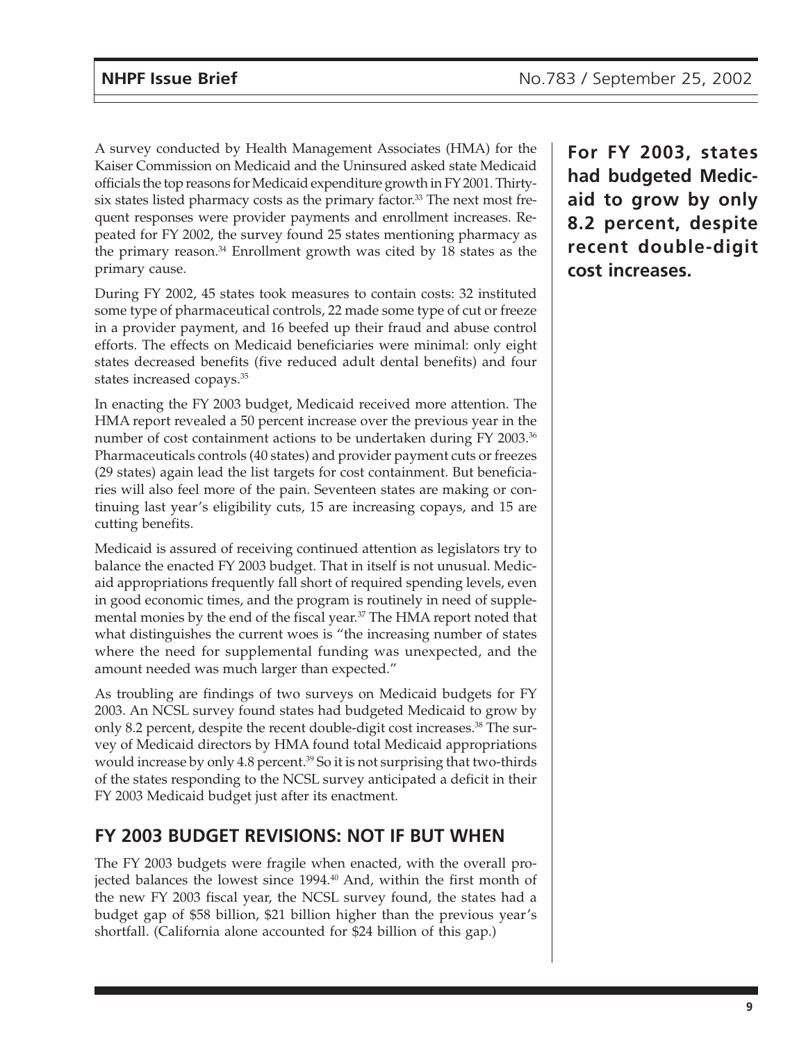A survey conducted by Health Management Associates (HMA) for the Kaiser Commission on Medicaid and the Uninsured asked state Medicaid officials the top reasons for Medicaid expenditure growth in FY 2001. Thirty-six states listed pharmacy costs as the primary factor.[33] The next most frequent responses were provider payments and enrollment increases. Repeated for FY 2002, the survey found 25 states mentioning pharmacy as the primary reason.[34] Enrollment growth was cited by 18 states as the primary cause.

During FY 2002, 45 states took measures to contain costs: 32 instituted some type of pharmaceutical controls, 22 made some type of cut or freeze in a provider payment, and 16 beefed up their fraud and abuse control efforts. The effects on Medicaid beneficiaries were minimal: only eight states decreased benefits (five reduced adult dental benefits) and four states increased copays.[35]

In enacting the FY 2003 budget, Medicaid received more attention. The HMA report revealed a 50 percent increase over the previous year in the number of cost containment actions to be undertaken during FY 2003.[36] Pharmaceuticals controls (40 states) and provider payment cuts or freezes (29 states) again lead the list targets for cost containment. But beneficiaries will also feel more of the pain. Seventeen states are making or continuing last year's eligibility cuts, 15 are increasing copays, and 15 are cutting benefits.

Medicaid is assured of receiving continued attention as legislators try to balance the enacted FY 2003 budget. That in itself is not unusual. Medicaid appropriations frequently fall short of required spending levels, even in good economic times, and the program is routinely in need of supplemental monies by the end of the fiscal year.[37] The HMA report noted that what distinguishes the current woes is "the increasing number of states where the need for supplemental funding was unexpected, and the amount needed was much larger than expected."

**For FY 2003, states had budgeted Medicaid to grow by only 8.2 percent, despite recent double-digit cost increases.**

As troubling are findings of two surveys on Medicaid budgets for FY 2003. An NCSL survey found states had budgeted Medicaid to grow by only 8.2 percent, despite the recent double-digit cost increases.[38] The survey of Medicaid directors by HMA found total Medicaid appropriations would increase by only 4.8 percent.[39] So it is not surprising that two-thirds of the states responding to the NCSL survey anticipated a deficit in their FY 2003 Medicaid budget just after its enactment.

## FY 2003 BUDGET REVISIONS: NOT IF BUT WHEN

The FY 2003 budgets were fragile when enacted, with the overall projected balances the lowest since 1994.[40] And, within the first month of the new FY 2003 fiscal year, the NCSL survey found, the states had a budget gap of $58 billion, $21 billion higher than the previous year's shortfall. (California alone accounted for $24 billion of this gap.)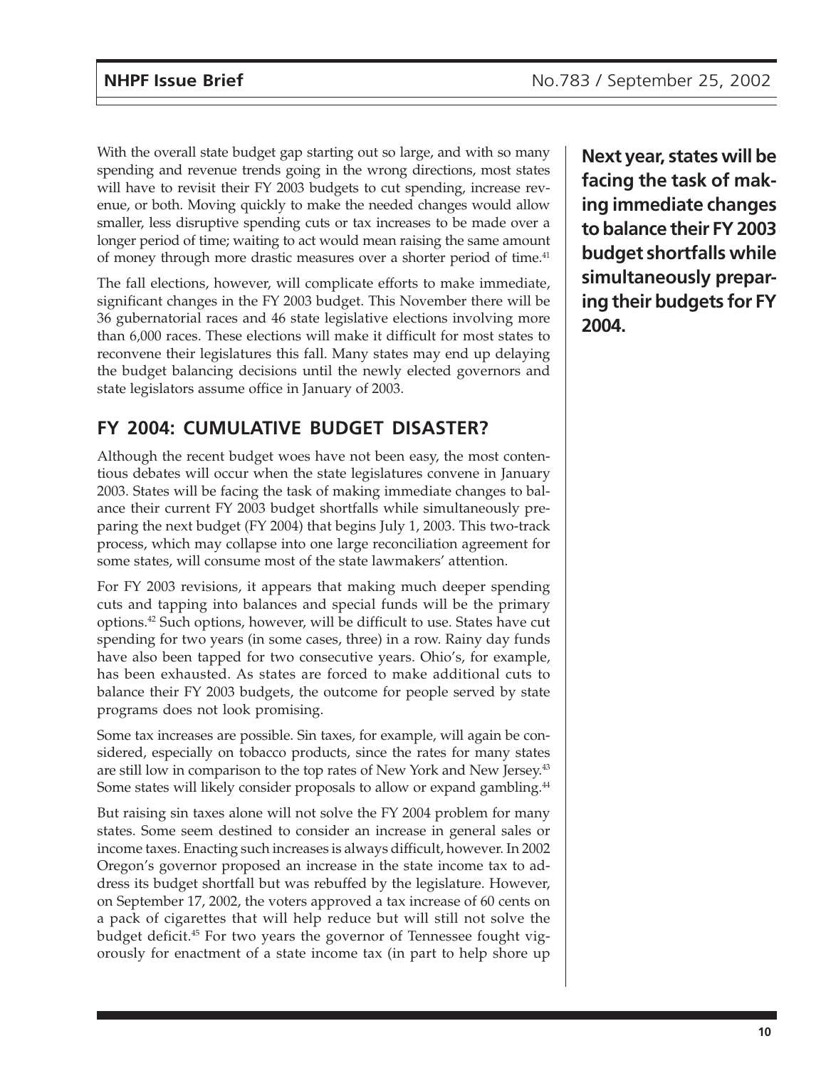With the overall state budget gap starting out so large, and with so many spending and revenue trends going in the wrong directions, most states will have to revisit their FY 2003 budgets to cut spending, increase revenue, or both. Moving quickly to make the needed changes would allow smaller, less disruptive spending cuts or tax increases to be made over a longer period of time; waiting to act would mean raising the same amount of money through more drastic measures over a shorter period of time.[41]

The fall elections, however, will complicate efforts to make immediate, significant changes in the FY 2003 budget. This November there will be 36 gubernatorial races and 46 state legislative elections involving more than 6,000 races. These elections will make it difficult for most states to reconvene their legislatures this fall. Many states may end up delaying the budget balancing decisions until the newly elected governors and state legislators assume office in January of 2003.

**Next year, states will be facing the task of making immediate changes to balance their FY 2003 budget shortfalls while simultaneously preparing their budgets for FY 2004.**

## FY 2004: CUMULATIVE BUDGET DISASTER?

Although the recent budget woes have not been easy, the most contentious debates will occur when the state legislatures convene in January 2003. States will be facing the task of making immediate changes to balance their current FY 2003 budget shortfalls while simultaneously preparing the next budget (FY 2004) that begins July 1, 2003. This two-track process, which may collapse into one large reconciliation agreement for some states, will consume most of the state lawmakers' attention.

For FY 2003 revisions, it appears that making much deeper spending cuts and tapping into balances and special funds will be the primary options.[42] Such options, however, will be difficult to use. States have cut spending for two years (in some cases, three) in a row. Rainy day funds have also been tapped for two consecutive years. Ohio's, for example, has been exhausted. As states are forced to make additional cuts to balance their FY 2003 budgets, the outcome for people served by state programs does not look promising.

Some tax increases are possible. Sin taxes, for example, will again be considered, especially on tobacco products, since the rates for many states are still low in comparison to the top rates of New York and New Jersey.[43] Some states will likely consider proposals to allow or expand gambling.[44]

But raising sin taxes alone will not solve the FY 2004 problem for many states. Some seem destined to consider an increase in general sales or income taxes. Enacting such increases is always difficult, however. In 2002 Oregon's governor proposed an increase in the state income tax to address its budget shortfall but was rebuffed by the legislature. However, on September 17, 2002, the voters approved a tax increase of 60 cents on a pack of cigarettes that will help reduce but will still not solve the budget deficit.[45] For two years the governor of Tennessee fought vigorously for enactment of a state income tax (in part to help shore up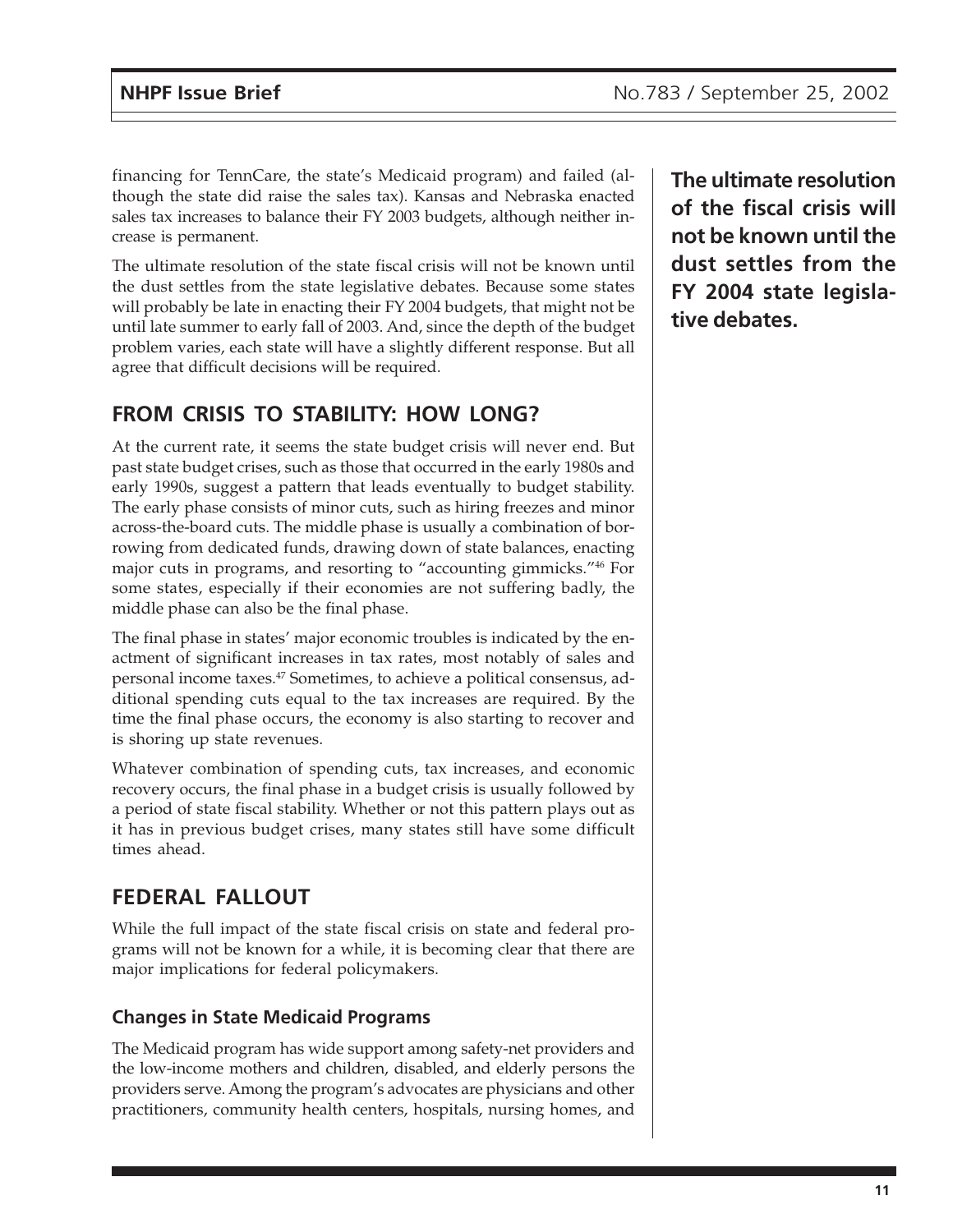financing for TennCare, the state's Medicaid program) and failed (although the state did raise the sales tax). Kansas and Nebraska enacted sales tax increases to balance their FY 2003 budgets, although neither increase is permanent.

The ultimate resolution of the state fiscal crisis will not be known until the dust settles from the state legislative debates. Because some states will probably be late in enacting their FY 2004 budgets, that might not be until late summer to early fall of 2003. And, since the depth of the budget problem varies, each state will have a slightly different response. But all agree that difficult decisions will be required.

**The ultimate resolution of the fiscal crisis will not be known until the dust settles from the FY 2004 state legislative debates.**

## FROM CRISIS TO STABILITY: HOW LONG?

At the current rate, it seems the state budget crisis will never end. But past state budget crises, such as those that occurred in the early 1980s and early 1990s, suggest a pattern that leads eventually to budget stability. The early phase consists of minor cuts, such as hiring freezes and minor across-the-board cuts. The middle phase is usually a combination of borrowing from dedicated funds, drawing down of state balances, enacting major cuts in programs, and resorting to "accounting gimmicks."[46] For some states, especially if their economies are not suffering badly, the middle phase can also be the final phase.

The final phase in states' major economic troubles is indicated by the enactment of significant increases in tax rates, most notably of sales and personal income taxes.[47] Sometimes, to achieve a political consensus, additional spending cuts equal to the tax increases are required. By the time the final phase occurs, the economy is also starting to recover and is shoring up state revenues.

Whatever combination of spending cuts, tax increases, and economic recovery occurs, the final phase in a budget crisis is usually followed by a period of state fiscal stability. Whether or not this pattern plays out as it has in previous budget crises, many states still have some difficult times ahead.

## FEDERAL FALLOUT

While the full impact of the state fiscal crisis on state and federal programs will not be known for a while, it is becoming clear that there are major implications for federal policymakers.

### Changes in State Medicaid Programs

The Medicaid program has wide support among safety-net providers and the low-income mothers and children, disabled, and elderly persons the providers serve. Among the program's advocates are physicians and other practitioners, community health centers, hospitals, nursing homes, and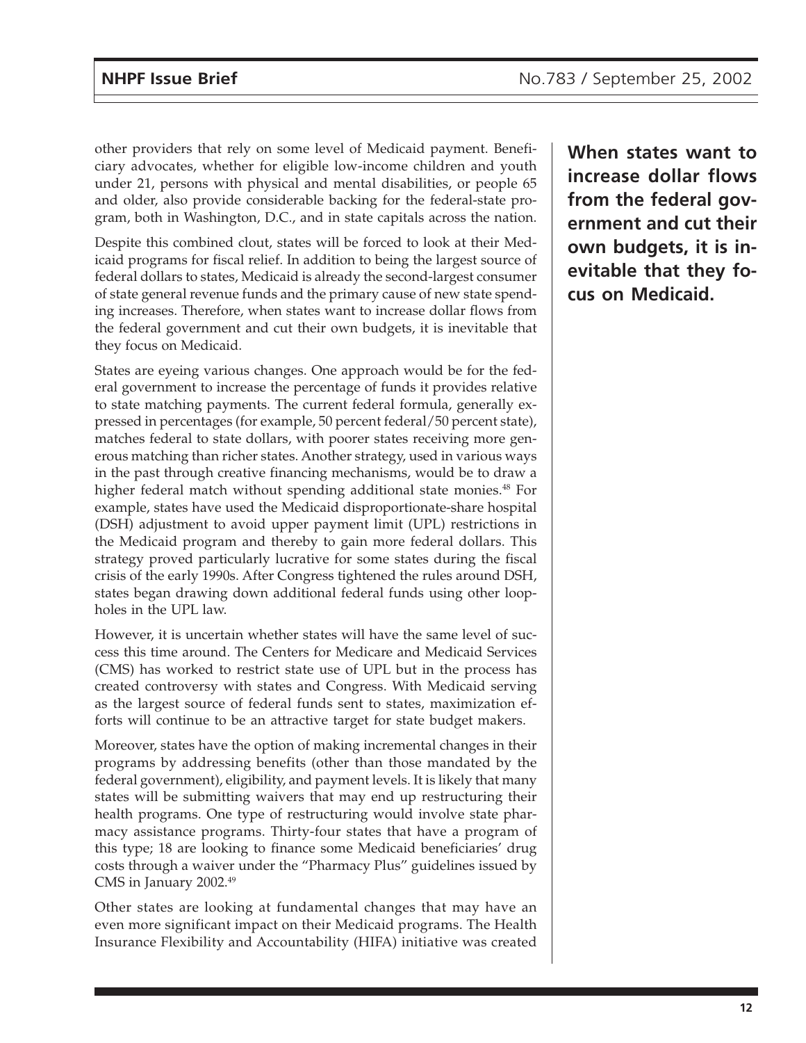other providers that rely on some level of Medicaid payment. Beneficiary advocates, whether for eligible low-income children and youth under 21, persons with physical and mental disabilities, or people 65 and older, also provide considerable backing for the federal-state program, both in Washington, D.C., and in state capitals across the nation.

Despite this combined clout, states will be forced to look at their Medicaid programs for fiscal relief. In addition to being the largest source of federal dollars to states, Medicaid is already the second-largest consumer of state general revenue funds and the primary cause of new state spending increases. Therefore, when states want to increase dollar flows from the federal government and cut their own budgets, it is inevitable that they focus on Medicaid.

**When states want to increase dollar flows from the federal government and cut their own budgets, it is inevitable that they focus on Medicaid.**

States are eyeing various changes. One approach would be for the federal government to increase the percentage of funds it provides relative to state matching payments. The current federal formula, generally expressed in percentages (for example, 50 percent federal/50 percent state), matches federal to state dollars, with poorer states receiving more generous matching than richer states. Another strategy, used in various ways in the past through creative financing mechanisms, would be to draw a higher federal match without spending additional state monies.[48] For example, states have used the Medicaid disproportionate-share hospital (DSH) adjustment to avoid upper payment limit (UPL) restrictions in the Medicaid program and thereby to gain more federal dollars. This strategy proved particularly lucrative for some states during the fiscal crisis of the early 1990s. After Congress tightened the rules around DSH, states began drawing down additional federal funds using other loopholes in the UPL law.

However, it is uncertain whether states will have the same level of success this time around. The Centers for Medicare and Medicaid Services (CMS) has worked to restrict state use of UPL but in the process has created controversy with states and Congress. With Medicaid serving as the largest source of federal funds sent to states, maximization efforts will continue to be an attractive target for state budget makers.

Moreover, states have the option of making incremental changes in their programs by addressing benefits (other than those mandated by the federal government), eligibility, and payment levels. It is likely that many states will be submitting waivers that may end up restructuring their health programs. One type of restructuring would involve state pharmacy assistance programs. Thirty-four states that have a program of this type; 18 are looking to finance some Medicaid beneficiaries' drug costs through a waiver under the "Pharmacy Plus" guidelines issued by CMS in January 2002.[49]

Other states are looking at fundamental changes that may have an even more significant impact on their Medicaid programs. The Health Insurance Flexibility and Accountability (HIFA) initiative was created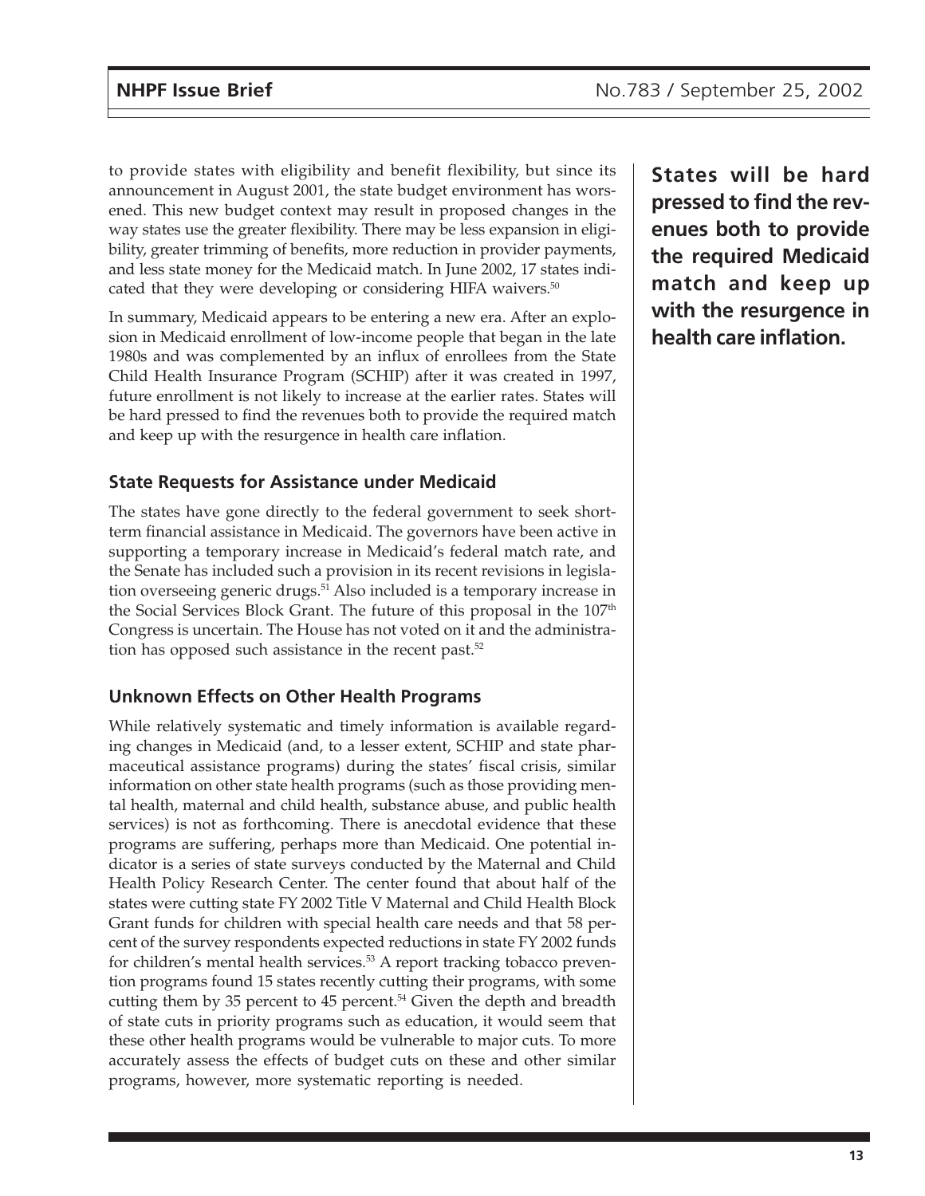to provide states with eligibility and benefit flexibility, but since its announcement in August 2001, the state budget environment has worsened. This new budget context may result in proposed changes in the way states use the greater flexibility. There may be less expansion in eligibility, greater trimming of benefits, more reduction in provider payments, and less state money for the Medicaid match. In June 2002, 17 states indicated that they were developing or considering HIFA waivers.[50]

In summary, Medicaid appears to be entering a new era. After an explosion in Medicaid enrollment of low-income people that began in the late 1980s and was complemented by an influx of enrollees from the State Child Health Insurance Program (SCHIP) after it was created in 1997, future enrollment is not likely to increase at the earlier rates. States will be hard pressed to find the revenues both to provide the required match and keep up with the resurgence in health care inflation.

**States will be hard pressed to find the revenues both to provide the required Medicaid match and keep up with the resurgence in health care inflation.**

### State Requests for Assistance under Medicaid

The states have gone directly to the federal government to seek short-term financial assistance in Medicaid. The governors have been active in supporting a temporary increase in Medicaid's federal match rate, and the Senate has included such a provision in its recent revisions in legislation overseeing generic drugs.[51] Also included is a temporary increase in the Social Services Block Grant. The future of this proposal in the 107th Congress is uncertain. The House has not voted on it and the administration has opposed such assistance in the recent past.[52]

### Unknown Effects on Other Health Programs

While relatively systematic and timely information is available regarding changes in Medicaid (and, to a lesser extent, SCHIP and state pharmaceutical assistance programs) during the states' fiscal crisis, similar information on other state health programs (such as those providing mental health, maternal and child health, substance abuse, and public health services) is not as forthcoming. There is anecdotal evidence that these programs are suffering, perhaps more than Medicaid. One potential indicator is a series of state surveys conducted by the Maternal and Child Health Policy Research Center. The center found that about half of the states were cutting state FY 2002 Title V Maternal and Child Health Block Grant funds for children with special health care needs and that 58 percent of the survey respondents expected reductions in state FY 2002 funds for children's mental health services.[53] A report tracking tobacco prevention programs found 15 states recently cutting their programs, with some cutting them by 35 percent to 45 percent.[54] Given the depth and breadth of state cuts in priority programs such as education, it would seem that these other health programs would be vulnerable to major cuts. To more accurately assess the effects of budget cuts on these and other similar programs, however, more systematic reporting is needed.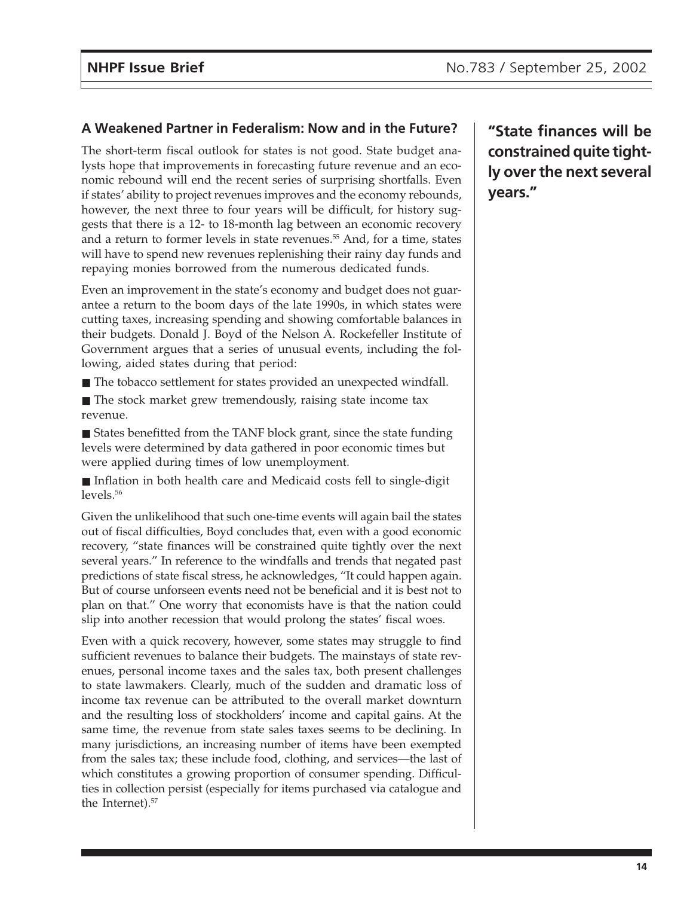## A Weakened Partner in Federalism: Now and in the Future?

The short-term fiscal outlook for states is not good. State budget analysts hope that improvements in forecasting future revenue and an economic rebound will end the recent series of surprising shortfalls. Even if states' ability to project revenues improves and the economy rebounds, however, the next three to four years will be difficult, for history suggests that there is a 12- to 18-month lag between an economic recovery and a return to former levels in state revenues.[55] And, for a time, states will have to spend new revenues replenishing their rainy day funds and repaying monies borrowed from the numerous dedicated funds.

Even an improvement in the state's economy and budget does not guarantee a return to the boom days of the late 1990s, in which states were cutting taxes, increasing spending and showing comfortable balances in their budgets. Donald J. Boyd of the Nelson A. Rockefeller Institute of Government argues that a series of unusual events, including the following, aided states during that period:

- The tobacco settlement for states provided an unexpected windfall.
- The stock market grew tremendously, raising state income tax revenue.
- States benefitted from the TANF block grant, since the state funding levels were determined by data gathered in poor economic times but were applied during times of low unemployment.
- Inflation in both health care and Medicaid costs fell to single-digit levels.[56]

Given the unlikelihood that such one-time events will again bail the states out of fiscal difficulties, Boyd concludes that, even with a good economic recovery, "state finances will be constrained quite tightly over the next several years." In reference to the windfalls and trends that negated past predictions of state fiscal stress, he acknowledges, "It could happen again. But of course unforseen events need not be beneficial and it is best not to plan on that." One worry that economists have is that the nation could slip into another recession that would prolong the states' fiscal woes.

**"State finances will be constrained quite tightly over the next several years."**

Even with a quick recovery, however, some states may struggle to find sufficient revenues to balance their budgets. The mainstays of state revenues, personal income taxes and the sales tax, both present challenges to state lawmakers. Clearly, much of the sudden and dramatic loss of income tax revenue can be attributed to the overall market downturn and the resulting loss of stockholders' income and capital gains. At the same time, the revenue from state sales taxes seems to be declining. In many jurisdictions, an increasing number of items have been exempted from the sales tax; these include food, clothing, and services—the last of which constitutes a growing proportion of consumer spending. Difficulties in collection persist (especially for items purchased via catalogue and the Internet).[57]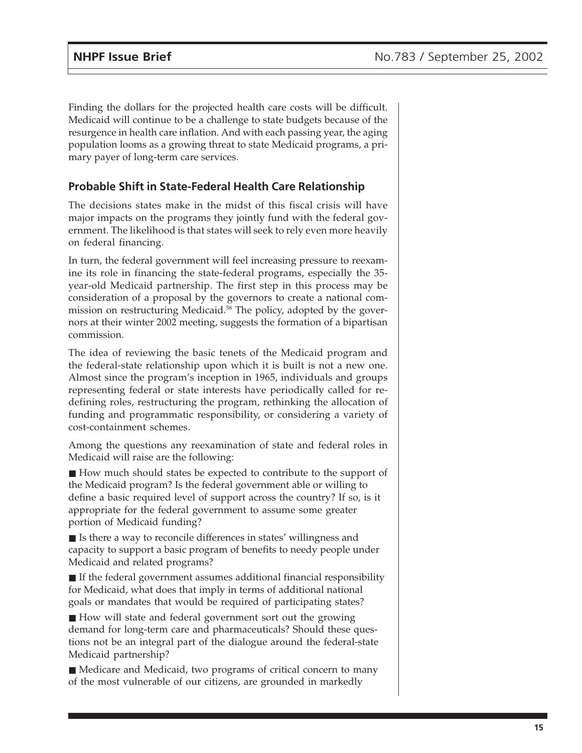Finding the dollars for the projected health care costs will be difficult. Medicaid will continue to be a challenge to state budgets because of the resurgence in health care inflation. And with each passing year, the aging population looms as a growing threat to state Medicaid programs, a primary payer of long-term care services.

### Probable Shift in State-Federal Health Care Relationship

The decisions states make in the midst of this fiscal crisis will have major impacts on the programs they jointly fund with the federal government. The likelihood is that states will seek to rely even more heavily on federal financing.

In turn, the federal government will feel increasing pressure to reexamine its role in financing the state-federal programs, especially the 35-year-old Medicaid partnership. The first step in this process may be consideration of a proposal by the governors to create a national commission on restructuring Medicaid.[58] The policy, adopted by the governors at their winter 2002 meeting, suggests the formation of a bipartisan commission.

The idea of reviewing the basic tenets of the Medicaid program and the federal-state relationship upon which it is built is not a new one. Almost since the program's inception in 1965, individuals and groups representing federal or state interests have periodically called for redefining roles, restructuring the program, rethinking the allocation of funding and programmatic responsibility, or considering a variety of cost-containment schemes.

Among the questions any reexamination of state and federal roles in Medicaid will raise are the following:

- How much should states be expected to contribute to the support of the Medicaid program? Is the federal government able or willing to define a basic required level of support across the country? If so, is it appropriate for the federal government to assume some greater portion of Medicaid funding?
- Is there a way to reconcile differences in states' willingness and capacity to support a basic program of benefits to needy people under Medicaid and related programs?
- If the federal government assumes additional financial responsibility for Medicaid, what does that imply in terms of additional national goals or mandates that would be required of participating states?
- How will state and federal government sort out the growing demand for long-term care and pharmaceuticals? Should these questions not be an integral part of the dialogue around the federal-state Medicaid partnership?
- Medicare and Medicaid, two programs of critical concern to many of the most vulnerable of our citizens, are grounded in markedly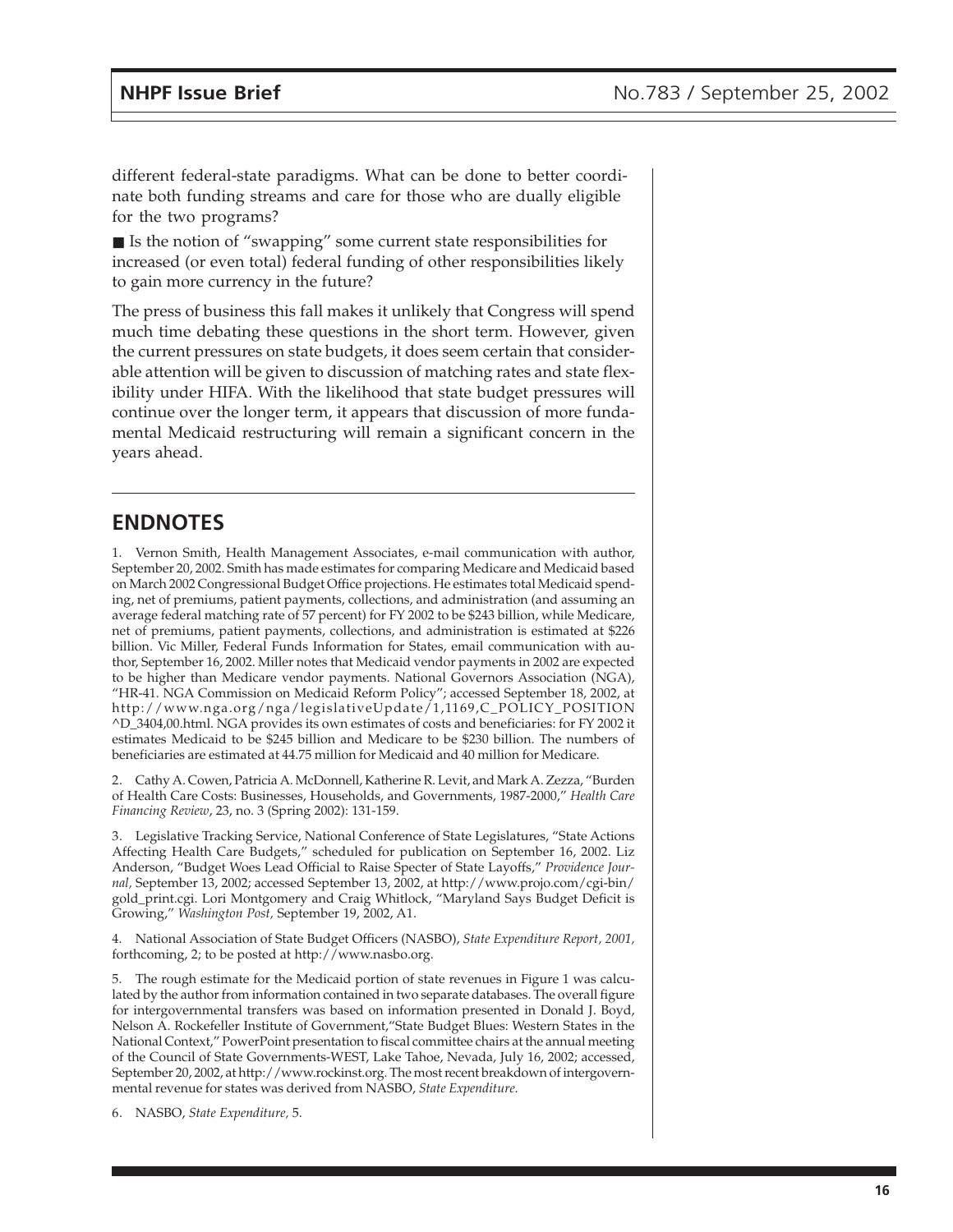different federal-state paradigms. What can be done to better coordinate both funding streams and care for those who are dually eligible for the two programs?

■ Is the notion of "swapping" some current state responsibilities for increased (or even total) federal funding of other responsibilities likely to gain more currency in the future?

The press of business this fall makes it unlikely that Congress will spend much time debating these questions in the short term. However, given the current pressures on state budgets, it does seem certain that considerable attention will be given to discussion of matching rates and state flexibility under HIFA. With the likelihood that state budget pressures will continue over the longer term, it appears that discussion of more fundamental Medicaid restructuring will remain a significant concern in the years ahead.

## ENDNOTES

1. Vernon Smith, Health Management Associates, e-mail communication with author, September 20, 2002. Smith has made estimates for comparing Medicare and Medicaid based on March 2002 Congressional Budget Office projections. He estimates total Medicaid spending, net of premiums, patient payments, collections, and administration (and assuming an average federal matching rate of 57 percent) for FY 2002 to be $243 billion, while Medicare, net of premiums, patient payments, collections, and administration is estimated at $226 billion. Vic Miller, Federal Funds Information for States, email communication with author, September 16, 2002. Miller notes that Medicaid vendor payments in 2002 are expected to be higher than Medicare vendor payments. National Governors Association (NGA), "HR-41. NGA Commission on Medicaid Reform Policy"; accessed September 18, 2002, at http://www.nga.org/nga/legislativeUpdate/1,1169,C_POLICY_POSITION^D_3404,00.html. NGA provides its own estimates of costs and beneficiaries: for FY 2002 it estimates Medicaid to be $245 billion and Medicare to be $230 billion. The numbers of beneficiaries are estimated at 44.75 million for Medicaid and 40 million for Medicare.

2. Cathy A. Cowen, Patricia A. McDonnell, Katherine R. Levit, and Mark A. Zezza, "Burden of Health Care Costs: Businesses, Households, and Governments, 1987-2000," *Health Care Financing Review*, 23, no. 3 (Spring 2002): 131-159.

3. Legislative Tracking Service, National Conference of State Legislatures, "State Actions Affecting Health Care Budgets," scheduled for publication on September 16, 2002. Liz Anderson, "Budget Woes Lead Official to Raise Specter of State Layoffs," *Providence Journal,* September 13, 2002; accessed September 13, 2002, at http://www.projo.com/cgi-bin/gold_print.cgi. Lori Montgomery and Craig Whitlock, "Maryland Says Budget Deficit is Growing," *Washington Post,* September 19, 2002, A1.

4. National Association of State Budget Officers (NASBO), *State Expenditure Report, 2001,* forthcoming, 2; to be posted at http://www.nasbo.org.

5. The rough estimate for the Medicaid portion of state revenues in Figure 1 was calculated by the author from information contained in two separate databases. The overall figure for intergovernmental transfers was based on information presented in Donald J. Boyd, Nelson A. Rockefeller Institute of Government,"State Budget Blues: Western States in the National Context," PowerPoint presentation to fiscal committee chairs at the annual meeting of the Council of State Governments-WEST, Lake Tahoe, Nevada, July 16, 2002; accessed, September 20, 2002, at http://www.rockinst.org. The most recent breakdown of intergovernmental revenue for states was derived from NASBO, *State Expenditure.*

6. NASBO, *State Expenditure,* 5.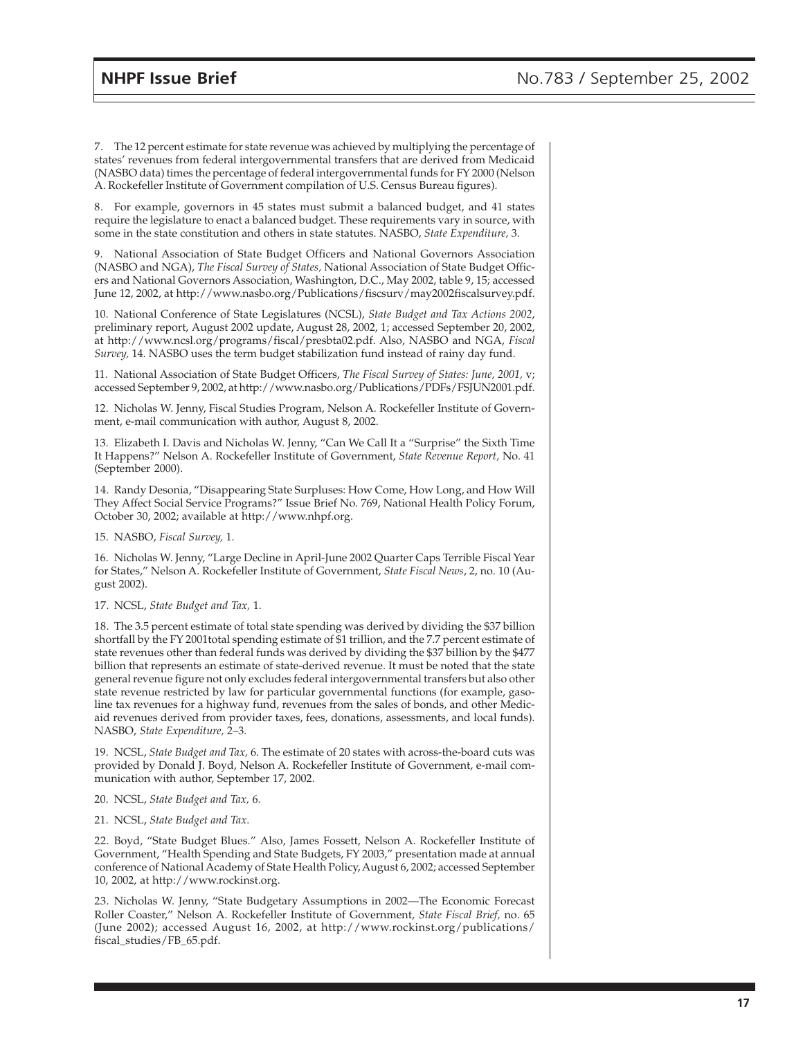7. The 12 percent estimate for state revenue was achieved by multiplying the percentage of states' revenues from federal intergovernmental transfers that are derived from Medicaid (NASBO data) times the percentage of federal intergovernmental funds for FY 2000 (Nelson A. Rockefeller Institute of Government compilation of U.S. Census Bureau figures).

8. For example, governors in 45 states must submit a balanced budget, and 41 states require the legislature to enact a balanced budget. These requirements vary in source, with some in the state constitution and others in state statutes. NASBO, *State Expenditure,* 3.

9. National Association of State Budget Officers and National Governors Association (NASBO and NGA), *The Fiscal Survey of States,* National Association of State Budget Officers and National Governors Association, Washington, D.C., May 2002, table 9, 15; accessed June 12, 2002, at http://www.nasbo.org/Publications/fiscsurv/may2002fiscalsurvey.pdf.

10. National Conference of State Legislatures (NCSL), *State Budget and Tax Actions 2002*, preliminary report, August 2002 update, August 28, 2002, 1; accessed September 20, 2002, at http://www.ncsl.org/programs/fiscal/presbta02.pdf. Also, NASBO and NGA, *Fiscal Survey,* 14. NASBO uses the term budget stabilization fund instead of rainy day fund.

11. National Association of State Budget Officers, *The Fiscal Survey of States: June, 2001,* v; accessed September 9, 2002, at http://www.nasbo.org/Publications/PDFs/FSJUN2001.pdf.

12. Nicholas W. Jenny, Fiscal Studies Program, Nelson A. Rockefeller Institute of Government, e-mail communication with author, August 8, 2002.

13. Elizabeth I. Davis and Nicholas W. Jenny, "Can We Call It a "Surprise" the Sixth Time It Happens?" Nelson A. Rockefeller Institute of Government, *State Revenue Report,* No. 41 (September 2000).

14. Randy Desonia, "Disappearing State Surpluses: How Come, How Long, and How Will They Affect Social Service Programs?" Issue Brief No. 769, National Health Policy Forum, October 30, 2002; available at http://www.nhpf.org.

15. NASBO, *Fiscal Survey,* 1.

16. Nicholas W. Jenny, "Large Decline in April-June 2002 Quarter Caps Terrible Fiscal Year for States," Nelson A. Rockefeller Institute of Government, *State Fiscal News*, 2, no. 10 (August 2002).

17. NCSL, *State Budget and Tax,* 1.

18. The 3.5 percent estimate of total state spending was derived by dividing the $37 billion shortfall by the FY 2001total spending estimate of $1 trillion, and the 7.7 percent estimate of state revenues other than federal funds was derived by dividing the $37 billion by the $477 billion that represents an estimate of state-derived revenue. It must be noted that the state general revenue figure not only excludes federal intergovernmental transfers but also other state revenue restricted by law for particular governmental functions (for example, gasoline tax revenues for a highway fund, revenues from the sales of bonds, and other Medicaid revenues derived from provider taxes, fees, donations, assessments, and local funds). NASBO, *State Expenditure,* 2–3.

19. NCSL, *State Budget and Tax,* 6. The estimate of 20 states with across-the-board cuts was provided by Donald J. Boyd, Nelson A. Rockefeller Institute of Government, e-mail communication with author, September 17, 2002.

20. NCSL, *State Budget and Tax,* 6.

21. NCSL, *State Budget and Tax.*

22. Boyd, "State Budget Blues." Also, James Fossett, Nelson A. Rockefeller Institute of Government, "Health Spending and State Budgets, FY 2003," presentation made at annual conference of National Academy of State Health Policy, August 6, 2002; accessed September 10, 2002, at http://www.rockinst.org.

23. Nicholas W. Jenny, "State Budgetary Assumptions in 2002—The Economic Forecast Roller Coaster," Nelson A. Rockefeller Institute of Government, *State Fiscal Brief,* no. 65 (June 2002); accessed August 16, 2002, at http://www.rockinst.org/publications/fiscal_studies/FB_65.pdf.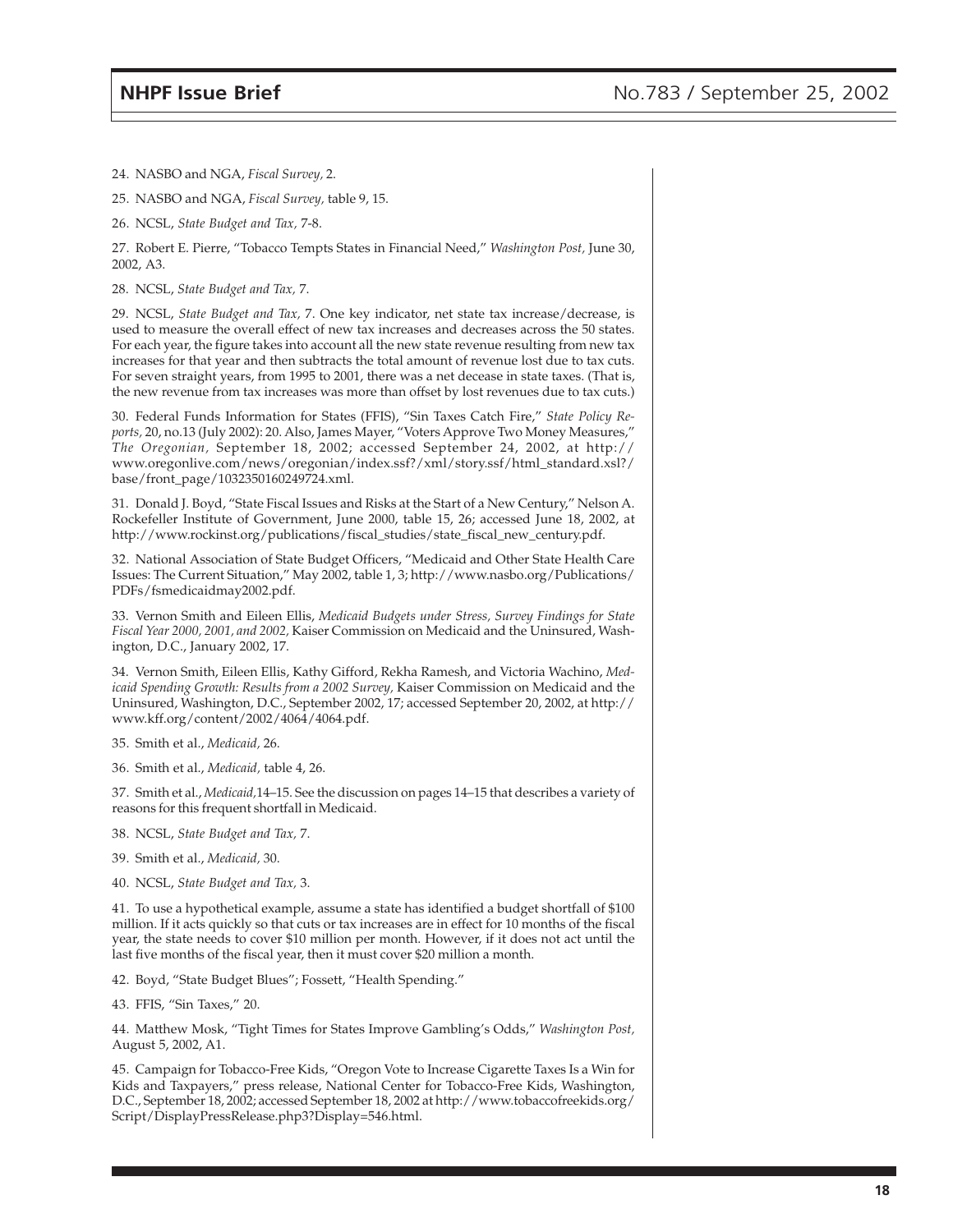24. NASBO and NGA, *Fiscal Survey,* 2.

25. NASBO and NGA, *Fiscal Survey,* table 9, 15.

26. NCSL, *State Budget and Tax,* 7-8.

27. Robert E. Pierre, "Tobacco Tempts States in Financial Need," *Washington Post,* June 30, 2002, A3.

28. NCSL, *State Budget and Tax,* 7.

29. NCSL, *State Budget and Tax,* 7. One key indicator, net state tax increase/decrease, is used to measure the overall effect of new tax increases and decreases across the 50 states. For each year, the figure takes into account all the new state revenue resulting from new tax increases for that year and then subtracts the total amount of revenue lost due to tax cuts. For seven straight years, from 1995 to 2001, there was a net decease in state taxes. (That is, the new revenue from tax increases was more than offset by lost revenues due to tax cuts.)

30. Federal Funds Information for States (FFIS), "Sin Taxes Catch Fire," *State Policy Reports,* 20, no.13 (July 2002): 20. Also, James Mayer, "Voters Approve Two Money Measures," *The Oregonian,* September 18, 2002; accessed September 24, 2002, at http://www.oregonlive.com/news/oregonian/index.ssf?/xml/story.ssf/html_standard.xsl?/base/front_page/1032350160249724.xml.

31. Donald J. Boyd, "State Fiscal Issues and Risks at the Start of a New Century," Nelson A. Rockefeller Institute of Government, June 2000, table 15, 26; accessed June 18, 2002, at http://www.rockinst.org/publications/fiscal_studies/state_fiscal_new_century.pdf.

32. National Association of State Budget Officers, "Medicaid and Other State Health Care Issues: The Current Situation," May 2002, table 1, 3; http://www.nasbo.org/Publications/PDFs/fsmedicaidmay2002.pdf.

33. Vernon Smith and Eileen Ellis, *Medicaid Budgets under Stress, Survey Findings for State Fiscal Year 2000, 2001, and 2002,* Kaiser Commission on Medicaid and the Uninsured, Washington, D.C., January 2002, 17.

34. Vernon Smith, Eileen Ellis, Kathy Gifford, Rekha Ramesh, and Victoria Wachino, *Medicaid Spending Growth: Results from a 2002 Survey,* Kaiser Commission on Medicaid and the Uninsured, Washington, D.C., September 2002, 17; accessed September 20, 2002, at http://www.kff.org/content/2002/4064/4064.pdf.

35. Smith et al., *Medicaid,* 26.

36. Smith et al., *Medicaid,* table 4, 26.

37. Smith et al., *Medicaid,*14–15. See the discussion on pages 14–15 that describes a variety of reasons for this frequent shortfall in Medicaid.

38. NCSL, *State Budget and Tax,* 7.

39. Smith et al., *Medicaid,* 30.

40. NCSL, *State Budget and Tax,* 3.

41. To use a hypothetical example, assume a state has identified a budget shortfall of $100 million. If it acts quickly so that cuts or tax increases are in effect for 10 months of the fiscal year, the state needs to cover $10 million per month. However, if it does not act until the last five months of the fiscal year, then it must cover $20 million a month.

42. Boyd, "State Budget Blues"; Fossett, "Health Spending."

43. FFIS, "Sin Taxes," 20.

44. Matthew Mosk, "Tight Times for States Improve Gambling's Odds," *Washington Post,* August 5, 2002, A1.

45. Campaign for Tobacco-Free Kids, "Oregon Vote to Increase Cigarette Taxes Is a Win for Kids and Taxpayers," press release, National Center for Tobacco-Free Kids, Washington, D.C., September 18, 2002; accessed September 18, 2002 at http://www.tobaccofreekids.org/Script/DisplayPressRelease.php3?Display=546.html.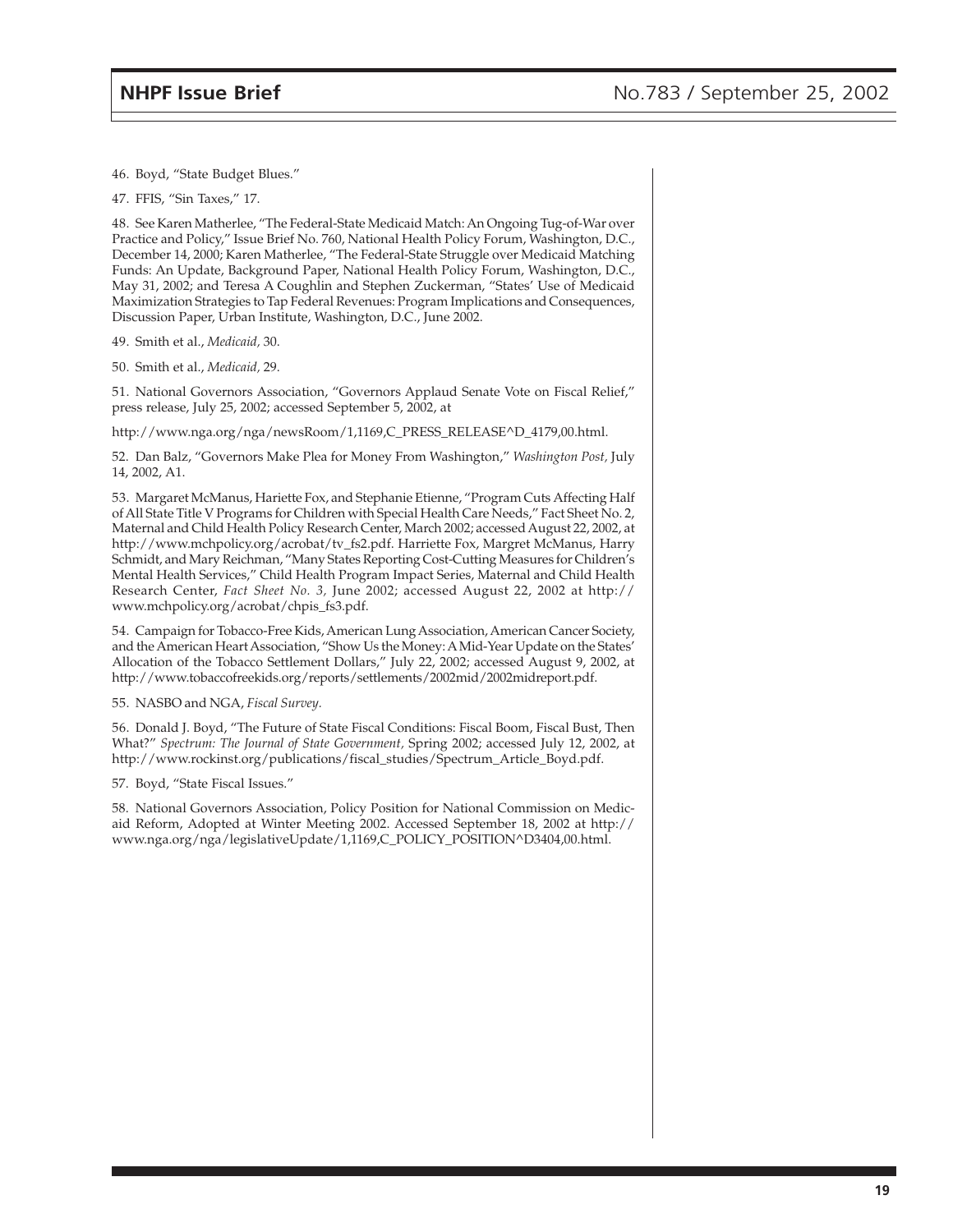46. Boyd, "State Budget Blues."

47. FFIS, "Sin Taxes," 17.

48. See Karen Matherlee, "The Federal-State Medicaid Match: An Ongoing Tug-of-War over Practice and Policy," Issue Brief No. 760, National Health Policy Forum, Washington, D.C., December 14, 2000; Karen Matherlee, "The Federal-State Struggle over Medicaid Matching Funds: An Update, Background Paper, National Health Policy Forum, Washington, D.C., May 31, 2002; and Teresa A Coughlin and Stephen Zuckerman, "States' Use of Medicaid Maximization Strategies to Tap Federal Revenues: Program Implications and Consequences, Discussion Paper, Urban Institute, Washington, D.C., June 2002.

49. Smith et al., *Medicaid,* 30.

50. Smith et al., *Medicaid,* 29.

51. National Governors Association, "Governors Applaud Senate Vote on Fiscal Relief," press release, July 25, 2002; accessed September 5, 2002, at

http://www.nga.org/nga/newsRoom/1,1169,C_PRESS_RELEASE^D_4179,00.html.

52. Dan Balz, "Governors Make Plea for Money From Washington," *Washington Post,* July 14, 2002, A1.

53. Margaret McManus, Hariette Fox, and Stephanie Etienne, "Program Cuts Affecting Half of All State Title V Programs for Children with Special Health Care Needs," Fact Sheet No. 2, Maternal and Child Health Policy Research Center, March 2002; accessed August 22, 2002, at http://www.mchpolicy.org/acrobat/tv_fs2.pdf. Harriette Fox, Margret McManus, Harry Schmidt, and Mary Reichman, "Many States Reporting Cost-Cutting Measures for Children's Mental Health Services," Child Health Program Impact Series, Maternal and Child Health Research Center, *Fact Sheet No. 3,* June 2002; accessed August 22, 2002 at http://www.mchpolicy.org/acrobat/chpis_fs3.pdf.

54. Campaign for Tobacco-Free Kids, American Lung Association, American Cancer Society, and the American Heart Association, "Show Us the Money: A Mid-Year Update on the States' Allocation of the Tobacco Settlement Dollars," July 22, 2002; accessed August 9, 2002, at http://www.tobaccofreekids.org/reports/settlements/2002mid/2002midreport.pdf.

55. NASBO and NGA, *Fiscal Survey.*

56. Donald J. Boyd, "The Future of State Fiscal Conditions: Fiscal Boom, Fiscal Bust, Then What?" *Spectrum: The Journal of State Government,* Spring 2002; accessed July 12, 2002, at http://www.rockinst.org/publications/fiscal_studies/Spectrum_Article_Boyd.pdf.

57. Boyd, "State Fiscal Issues."

58. National Governors Association, Policy Position for National Commission on Medicaid Reform, Adopted at Winter Meeting 2002. Accessed September 18, 2002 at http://www.nga.org/nga/legislativeUpdate/1,1169,C_POLICY_POSITION^D3404,00.html.